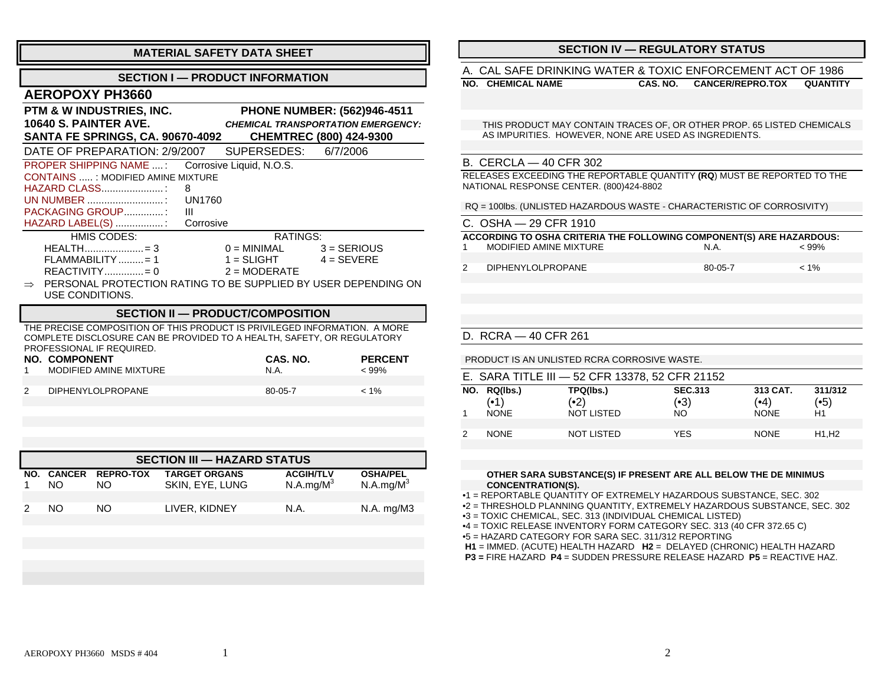# MATERIAL SAFETY DATA SHEET

## SECTION I — PRODUCT INFORMATION

### AEROPOXY PH3660

**PTM & W INDUSTRIES, INC.**
**10640 S. PAINTER AVE.**
**SANTA FE SPRINGS, CA. 90670-4092**

**PHONE NUMBER: (562)946-4511**
***CHEMICAL TRANSPORTATION EMERGENCY:***
**CHEMTREC (800) 424-9300**

DATE OF PREPARATION: 2/9/2007 SUPERSEDES: 6/7/2006

PROPER SHIPPING NAME ....: Corrosive Liquid, N.O.S.
CONTAINS ..... : MODIFIED AMINE MIXTURE
HAZARD CLASS......................: 8
UN NUMBER ...........................: UN1760
PACKAGING GROUP..............: III
HAZARD LABEL(S) .................: Corrosive

| HMIS CODES: | RATINGS: | |
|---|---|---|
| HEALTH....................= 3 | 0 = MINIMAL | 3 = SERIOUS |
| FLAMMABILITY .........= 1 | 1 = SLIGHT | 4 = SEVERE |
| REACTIVITY.............= 0 | 2 = MODERATE | |

⇒ PERSONAL PROTECTION RATING TO BE SUPPLIED BY USER DEPENDING ON USE CONDITIONS.

## SECTION II — PRODUCT/COMPOSITION

THE PRECISE COMPOSITION OF THIS PRODUCT IS PRIVILEGED INFORMATION. A MORE COMPLETE DISCLOSURE CAN BE PROVIDED TO A HEALTH, SAFETY, OR REGULATORY PROFESSIONAL IF REQUIRED.

| NO. | COMPONENT | CAS. NO. | PERCENT |
|---|---|---|---|
| 1 | MODIFIED AMINE MIXTURE | N.A. | < 99% |
| 2 | DIPHENYLOLPROPANE | 80-05-7 | < 1% |

## SECTION III — HAZARD STATUS

| NO. | CANCER | REPRO-TOX | TARGET ORGANS | ACGIH/TLV | OSHA/PEL |
|---|---|---|---|---|---|
| 1 | NO | NO | SKIN, EYE, LUNG | N.A.mg/M$^3$ | N.A.mg/M$^3$ |
| 2 | NO | NO | LIVER, KIDNEY | N.A. | N.A. mg/M3 |

## SECTION IV — REGULATORY STATUS

### A. CAL SAFE DRINKING WATER & TOXIC ENFORCEMENT ACT OF 1986

| NO. | CHEMICAL NAME | CAS. NO. | CANCER/REPRO.TOX | QUANTITY |
|---|---|---|---|---|

THIS PRODUCT MAY CONTAIN TRACES OF, OR OTHER PROP. 65 LISTED CHEMICALS AS IMPURITIES. HOWEVER, NONE ARE USED AS INGREDIENTS.

### B. CERCLA — 40 CFR 302

RELEASES EXCEEDING THE REPORTABLE QUANTITY **(RQ)** MUST BE REPORTED TO THE NATIONAL RESPONSE CENTER. (800)424-8802

RQ = 100lbs. (UNLISTED HAZARDOUS WASTE - CHARACTERISTIC OF CORROSIVITY)

### C. OSHA — 29 CFR 1910

**ACCORDING TO OSHA CRITERIA THE FOLLOWING COMPONENT(S) ARE HAZARDOUS:**

| NO. | COMPONENT | CAS. NO. | PERCENT |
|---|---|---|---|
| 1 | MODIFIED AMINE MIXTURE | N.A. | < 99% |
| 2 | DIPHENYLOLPROPANE | 80-05-7 | < 1% |

### D. RCRA — 40 CFR 261

PRODUCT IS AN UNLISTED RCRA CORROSIVE WASTE.

### E. SARA TITLE III — 52 CFR 13378, 52 CFR 21152

| NO. | RQ(lbs.) (•1) | TPQ(lbs.) (•2) | SEC.313 (•3) | 313 CAT. (•4) | 311/312 (•5) |
|---|---|---|---|---|---|
| 1 | NONE | NOT LISTED | NO | NONE | H1 |
| 2 | NONE | NOT LISTED | YES | NONE | H1,H2 |

**OTHER SARA SUBSTANCE(S) IF PRESENT ARE ALL BELOW THE DE MINIMUS CONCENTRATION(S).**

•1 = REPORTABLE QUANTITY OF EXTREMELY HAZARDOUS SUBSTANCE, SEC. 302
•2 = THRESHOLD PLANNING QUANTITY, EXTREMELY HAZARDOUS SUBSTANCE, SEC. 302
•3 = TOXIC CHEMICAL, SEC. 313 (INDIVIDUAL CHEMICAL LISTED)
•4 = TOXIC RELEASE INVENTORY FORM CATEGORY SEC. 313 (40 CFR 372.65 C)
•5 = HAZARD CATEGORY FOR SARA SEC. 311/312 REPORTING
**H1** = IMMED. (ACUTE) HEALTH HAZARD **H2** = DELAYED (CHRONIC) HEALTH HAZARD
**P3 =** FIRE HAZARD **P4** = SUDDEN PRESSURE RELEASE HAZARD **P5** = REACTIVE HAZ.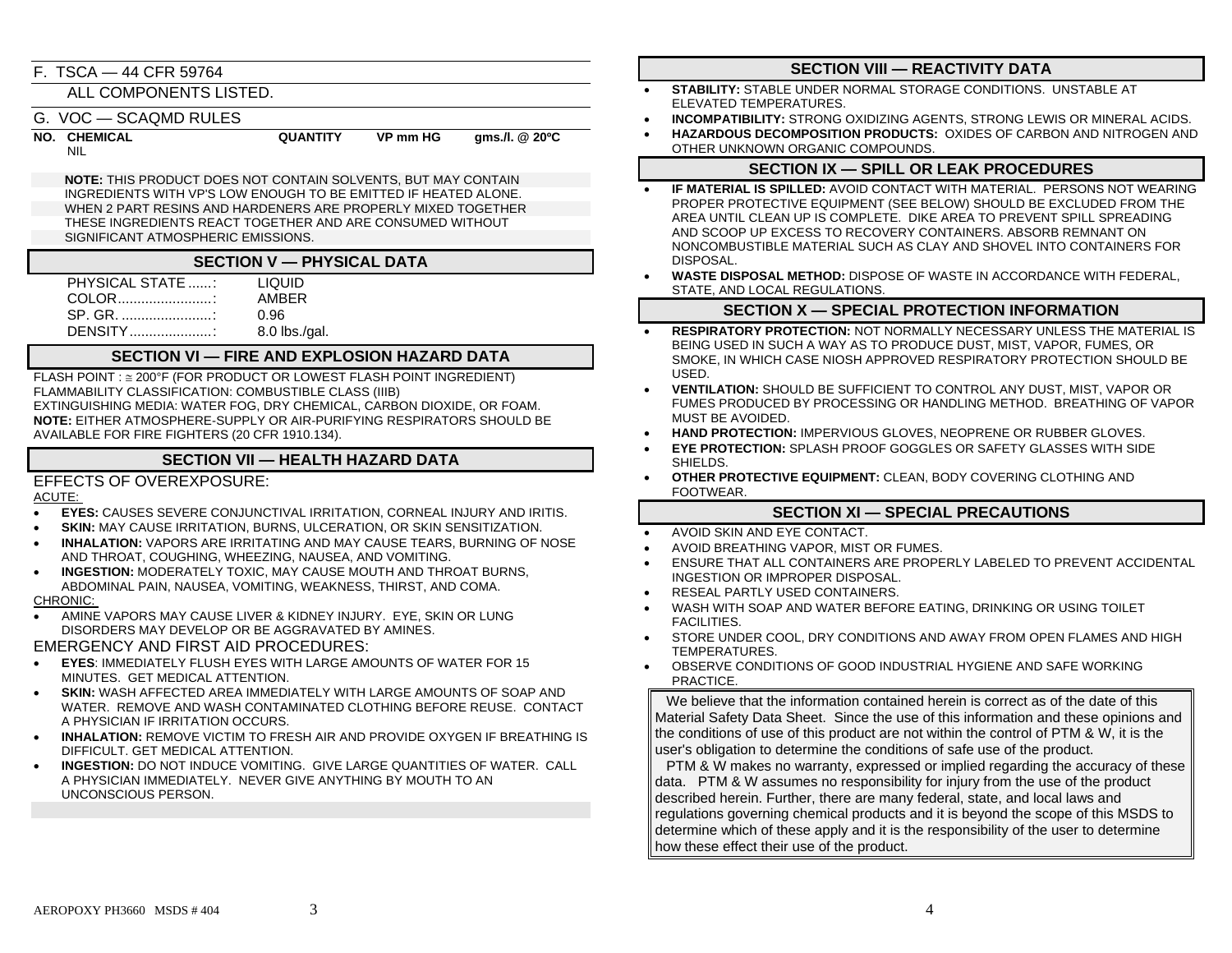F. TSCA — 44 CFR 59764

ALL COMPONENTS LISTED.

G. VOC — SCAQMD RULES

| NO. | CHEMICAL | QUANTITY | VP mm HG | gms./l. @ 20ºC |
|---|---|---|---|---|
| | NIL | | | |

**NOTE:** THIS PRODUCT DOES NOT CONTAIN SOLVENTS, BUT MAY CONTAIN INGREDIENTS WITH VP'S LOW ENOUGH TO BE EMITTED IF HEATED ALONE. WHEN 2 PART RESINS AND HARDENERS ARE PROPERLY MIXED TOGETHER THESE INGREDIENTS REACT TOGETHER AND ARE CONSUMED WITHOUT SIGNIFICANT ATMOSPHERIC EMISSIONS.

## SECTION V — PHYSICAL DATA

| | |
|---|---|
| PHYSICAL STATE......: | LIQUID |
| COLOR........................: | AMBER |
| SP. GR. .......................: | 0.96 |
| DENSITY.....................: | 8.0 lbs./gal. |

## SECTION VI — FIRE AND EXPLOSION HAZARD DATA

FLASH POINT : ≅ 200°F (FOR PRODUCT OR LOWEST FLASH POINT INGREDIENT)
FLAMMABILITY CLASSIFICATION: COMBUSTIBLE CLASS (IIIB)
EXTINGUISHING MEDIA: WATER FOG, DRY CHEMICAL, CARBON DIOXIDE, OR FOAM.
**NOTE:** EITHER ATMOSPHERE-SUPPLY OR AIR-PURIFYING RESPIRATORS SHOULD BE AVAILABLE FOR FIRE FIGHTERS (20 CFR 1910.134).

## SECTION VII — HEALTH HAZARD DATA

EFFECTS OF OVEREXPOSURE:

ACUTE:

- **EYES:** CAUSES SEVERE CONJUNCTIVAL IRRITATION, CORNEAL INJURY AND IRITIS.
- **SKIN:** MAY CAUSE IRRITATION, BURNS, ULCERATION, OR SKIN SENSITIZATION.
- **INHALATION:** VAPORS ARE IRRITATING AND MAY CAUSE TEARS, BURNING OF NOSE AND THROAT, COUGHING, WHEEZING, NAUSEA, AND VOMITING.
- **INGESTION:** MODERATELY TOXIC, MAY CAUSE MOUTH AND THROAT BURNS, ABDOMINAL PAIN, NAUSEA, VOMITING, WEAKNESS, THIRST, AND COMA.

CHRONIC:

- AMINE VAPORS MAY CAUSE LIVER & KIDNEY INJURY. EYE, SKIN OR LUNG DISORDERS MAY DEVELOP OR BE AGGRAVATED BY AMINES.

EMERGENCY AND FIRST AID PROCEDURES:

- **EYES**: IMMEDIATELY FLUSH EYES WITH LARGE AMOUNTS OF WATER FOR 15 MINUTES. GET MEDICAL ATTENTION.
- **SKIN:** WASH AFFECTED AREA IMMEDIATELY WITH LARGE AMOUNTS OF SOAP AND WATER. REMOVE AND WASH CONTAMINATED CLOTHING BEFORE REUSE. CONTACT A PHYSICIAN IF IRRITATION OCCURS.
- **INHALATION:** REMOVE VICTIM TO FRESH AIR AND PROVIDE OXYGEN IF BREATHING IS DIFFICULT. GET MEDICAL ATTENTION.
- **INGESTION:** DO NOT INDUCE VOMITING. GIVE LARGE QUANTITIES OF WATER. CALL A PHYSICIAN IMMEDIATELY. NEVER GIVE ANYTHING BY MOUTH TO AN UNCONSCIOUS PERSON.

## SECTION VIII — REACTIVITY DATA

- **STABILITY:** STABLE UNDER NORMAL STORAGE CONDITIONS. UNSTABLE AT ELEVATED TEMPERATURES.
- **INCOMPATIBILITY:** STRONG OXIDIZING AGENTS, STRONG LEWIS OR MINERAL ACIDS.
- **HAZARDOUS DECOMPOSITION PRODUCTS:** OXIDES OF CARBON AND NITROGEN AND OTHER UNKNOWN ORGANIC COMPOUNDS.

## SECTION IX — SPILL OR LEAK PROCEDURES

- **IF MATERIAL IS SPILLED:** AVOID CONTACT WITH MATERIAL. PERSONS NOT WEARING PROPER PROTECTIVE EQUIPMENT (SEE BELOW) SHOULD BE EXCLUDED FROM THE AREA UNTIL CLEAN UP IS COMPLETE. DIKE AREA TO PREVENT SPILL SPREADING AND SCOOP UP EXCESS TO RECOVERY CONTAINERS. ABSORB REMNANT ON NONCOMBUSTIBLE MATERIAL SUCH AS CLAY AND SHOVEL INTO CONTAINERS FOR DISPOSAL.
- **WASTE DISPOSAL METHOD:** DISPOSE OF WASTE IN ACCORDANCE WITH FEDERAL, STATE, AND LOCAL REGULATIONS.

## SECTION X — SPECIAL PROTECTION INFORMATION

- **RESPIRATORY PROTECTION:** NOT NORMALLY NECESSARY UNLESS THE MATERIAL IS BEING USED IN SUCH A WAY AS TO PRODUCE DUST, MIST, VAPOR, FUMES, OR SMOKE, IN WHICH CASE NIOSH APPROVED RESPIRATORY PROTECTION SHOULD BE USED.
- **VENTILATION:** SHOULD BE SUFFICIENT TO CONTROL ANY DUST, MIST, VAPOR OR FUMES PRODUCED BY PROCESSING OR HANDLING METHOD. BREATHING OF VAPOR MUST BE AVOIDED.
- **HAND PROTECTION:** IMPERVIOUS GLOVES, NEOPRENE OR RUBBER GLOVES.
- **EYE PROTECTION:** SPLASH PROOF GOGGLES OR SAFETY GLASSES WITH SIDE SHIELDS.
- **OTHER PROTECTIVE EQUIPMENT:** CLEAN, BODY COVERING CLOTHING AND FOOTWEAR.

## SECTION XI — SPECIAL PRECAUTIONS

- AVOID SKIN AND EYE CONTACT.
- AVOID BREATHING VAPOR, MIST OR FUMES.
- ENSURE THAT ALL CONTAINERS ARE PROPERLY LABELED TO PREVENT ACCIDENTAL INGESTION OR IMPROPER DISPOSAL.
- RESEAL PARTLY USED CONTAINERS.
- WASH WITH SOAP AND WATER BEFORE EATING, DRINKING OR USING TOILET FACILITIES.
- STORE UNDER COOL, DRY CONDITIONS AND AWAY FROM OPEN FLAMES AND HIGH TEMPERATURES.
- OBSERVE CONDITIONS OF GOOD INDUSTRIAL HYGIENE AND SAFE WORKING PRACTICE.

We believe that the information contained herein is correct as of the date of this Material Safety Data Sheet. Since the use of this information and these opinions and the conditions of use of this product are not within the control of PTM & W, it is the user's obligation to determine the conditions of safe use of the product.

PTM & W makes no warranty, expressed or implied regarding the accuracy of these data. PTM & W assumes no responsibility for injury from the use of the product described herein. Further, there are many federal, state, and local laws and regulations governing chemical products and it is beyond the scope of this MSDS to determine which of these apply and it is the responsibility of the user to determine how these effect their use of the product.